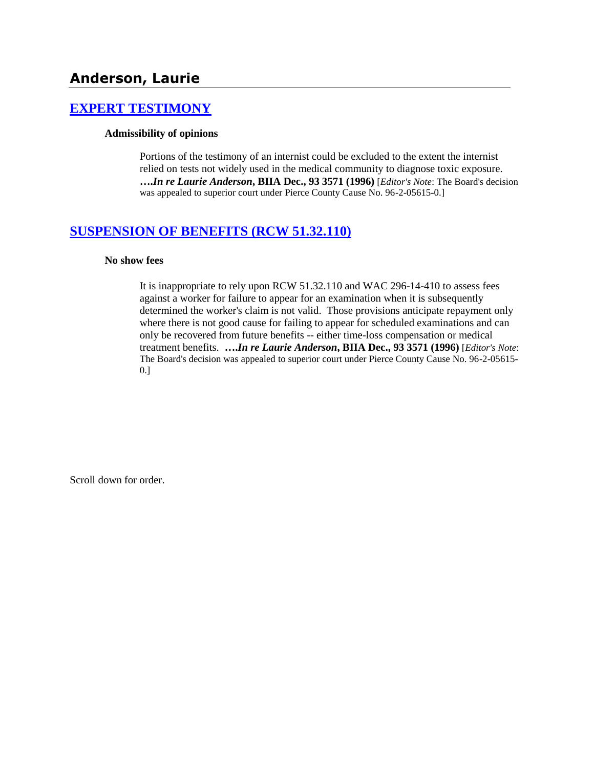# Anderson, Laurie

## EXPERT TESTIMONY

**Admissibility of opinions**

Portions of the testimony of an internist could be excluded to the extent the internist relied on tests not widely used in the medical community to diagnose toxic exposure. ***….In re Laurie Anderson*, BIIA Dec., 93 3571 (1996)** [*Editor's Note*: The Board's decision was appealed to superior court under Pierce County Cause No. 96-2-05615-0.]

## SUSPENSION OF BENEFITS (RCW 51.32.110)

**No show fees**

It is inappropriate to rely upon RCW 51.32.110 and WAC 296-14-410 to assess fees against a worker for failure to appear for an examination when it is subsequently determined the worker's claim is not valid. Those provisions anticipate repayment only where there is not good cause for failing to appear for scheduled examinations and can only be recovered from future benefits -- either time-loss compensation or medical treatment benefits. ***….In re Laurie Anderson*, BIIA Dec., 93 3571 (1996)** [*Editor's Note*: The Board's decision was appealed to superior court under Pierce County Cause No. 96-2-05615-0.]

Scroll down for order.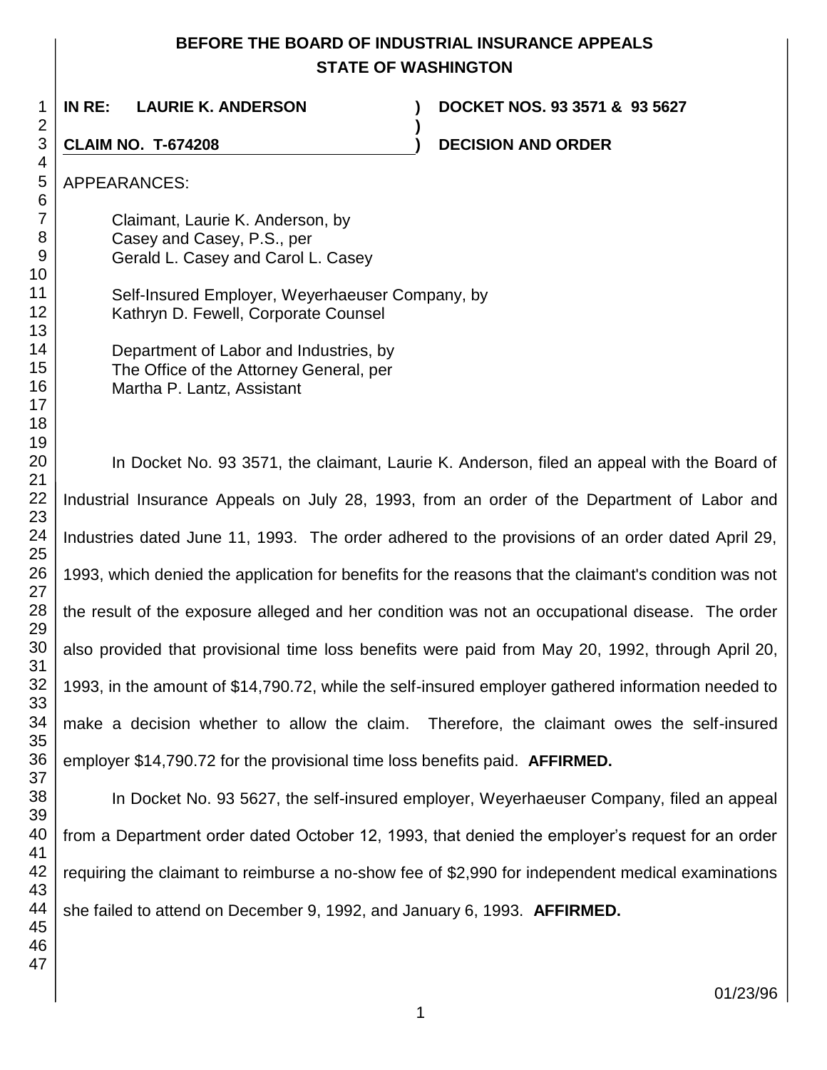# BEFORE THE BOARD OF INDUSTRIAL INSURANCE APPEALS
# STATE OF WASHINGTON

**IN RE: LAURIE K. ANDERSON** ) **DOCKET NOS. 93 3571 & 93 5627**
)
**CLAIM NO. T-674208** ) **DECISION AND ORDER**

APPEARANCES:

Claimant, Laurie K. Anderson, by
Casey and Casey, P.S., per
Gerald L. Casey and Carol L. Casey

Self-Insured Employer, Weyerhaeuser Company, by
Kathryn D. Fewell, Corporate Counsel

Department of Labor and Industries, by
The Office of the Attorney General, per
Martha P. Lantz, Assistant

In Docket No. 93 3571, the claimant, Laurie K. Anderson, filed an appeal with the Board of Industrial Insurance Appeals on July 28, 1993, from an order of the Department of Labor and Industries dated June 11, 1993. The order adhered to the provisions of an order dated April 29, 1993, which denied the application for benefits for the reasons that the claimant's condition was not the result of the exposure alleged and her condition was not an occupational disease. The order also provided that provisional time loss benefits were paid from May 20, 1992, through April 20, 1993, in the amount of $14,790.72, while the self-insured employer gathered information needed to make a decision whether to allow the claim. Therefore, the claimant owes the self-insured employer $14,790.72 for the provisional time loss benefits paid. **AFFIRMED.**

In Docket No. 93 5627, the self-insured employer, Weyerhaeuser Company, filed an appeal from a Department order dated October 12, 1993, that denied the employer's request for an order requiring the claimant to reimburse a no-show fee of $2,990 for independent medical examinations she failed to attend on December 9, 1992, and January 6, 1993. **AFFIRMED.**

01/23/96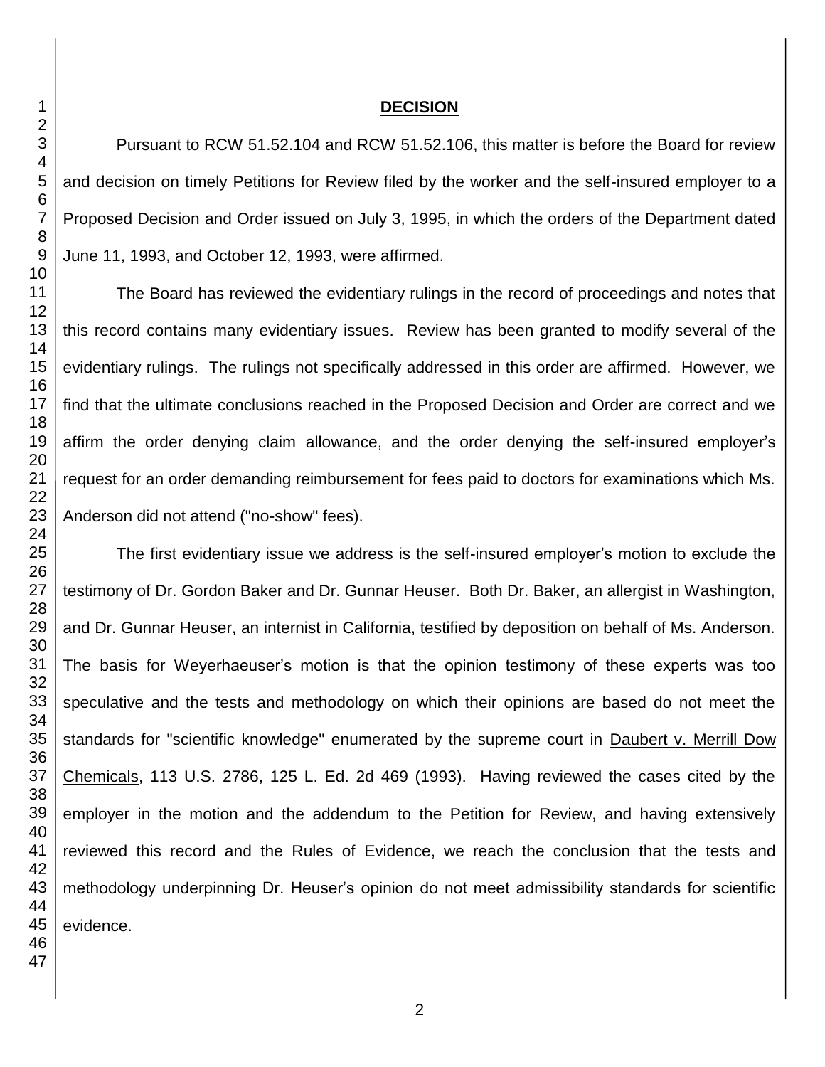## DECISION

Pursuant to RCW 51.52.104 and RCW 51.52.106, this matter is before the Board for review and decision on timely Petitions for Review filed by the worker and the self-insured employer to a Proposed Decision and Order issued on July 3, 1995, in which the orders of the Department dated June 11, 1993, and October 12, 1993, were affirmed.

The Board has reviewed the evidentiary rulings in the record of proceedings and notes that this record contains many evidentiary issues. Review has been granted to modify several of the evidentiary rulings. The rulings not specifically addressed in this order are affirmed. However, we find that the ultimate conclusions reached in the Proposed Decision and Order are correct and we affirm the order denying claim allowance, and the order denying the self-insured employer's request for an order demanding reimbursement for fees paid to doctors for examinations which Ms. Anderson did not attend ("no-show" fees).

The first evidentiary issue we address is the self-insured employer's motion to exclude the testimony of Dr. Gordon Baker and Dr. Gunnar Heuser. Both Dr. Baker, an allergist in Washington, and Dr. Gunnar Heuser, an internist in California, testified by deposition on behalf of Ms. Anderson. The basis for Weyerhaeuser's motion is that the opinion testimony of these experts was too speculative and the tests and methodology on which their opinions are based do not meet the standards for "scientific knowledge" enumerated by the supreme court in Daubert v. Merrill Dow Chemicals, 113 U.S. 2786, 125 L. Ed. 2d 469 (1993). Having reviewed the cases cited by the employer in the motion and the addendum to the Petition for Review, and having extensively reviewed this record and the Rules of Evidence, we reach the conclusion that the tests and methodology underpinning Dr. Heuser's opinion do not meet admissibility standards for scientific evidence.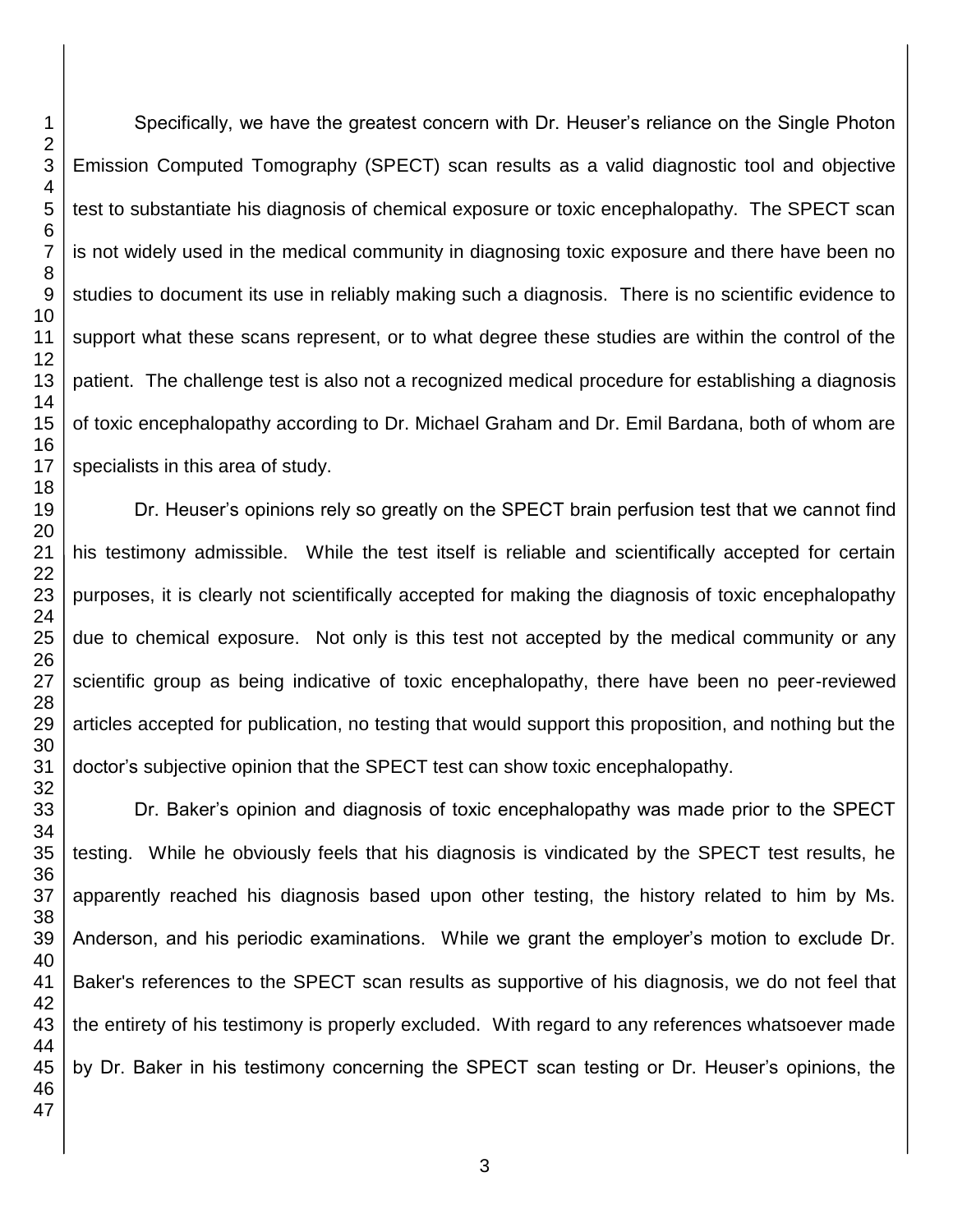Specifically, we have the greatest concern with Dr. Heuser's reliance on the Single Photon Emission Computed Tomography (SPECT) scan results as a valid diagnostic tool and objective test to substantiate his diagnosis of chemical exposure or toxic encephalopathy. The SPECT scan is not widely used in the medical community in diagnosing toxic exposure and there have been no studies to document its use in reliably making such a diagnosis. There is no scientific evidence to support what these scans represent, or to what degree these studies are within the control of the patient. The challenge test is also not a recognized medical procedure for establishing a diagnosis of toxic encephalopathy according to Dr. Michael Graham and Dr. Emil Bardana, both of whom are specialists in this area of study.

Dr. Heuser's opinions rely so greatly on the SPECT brain perfusion test that we cannot find his testimony admissible. While the test itself is reliable and scientifically accepted for certain purposes, it is clearly not scientifically accepted for making the diagnosis of toxic encephalopathy due to chemical exposure. Not only is this test not accepted by the medical community or any scientific group as being indicative of toxic encephalopathy, there have been no peer-reviewed articles accepted for publication, no testing that would support this proposition, and nothing but the doctor's subjective opinion that the SPECT test can show toxic encephalopathy.

Dr. Baker's opinion and diagnosis of toxic encephalopathy was made prior to the SPECT testing. While he obviously feels that his diagnosis is vindicated by the SPECT test results, he apparently reached his diagnosis based upon other testing, the history related to him by Ms. Anderson, and his periodic examinations. While we grant the employer's motion to exclude Dr. Baker's references to the SPECT scan results as supportive of his diagnosis, we do not feel that the entirety of his testimony is properly excluded. With regard to any references whatsoever made by Dr. Baker in his testimony concerning the SPECT scan testing or Dr. Heuser's opinions, the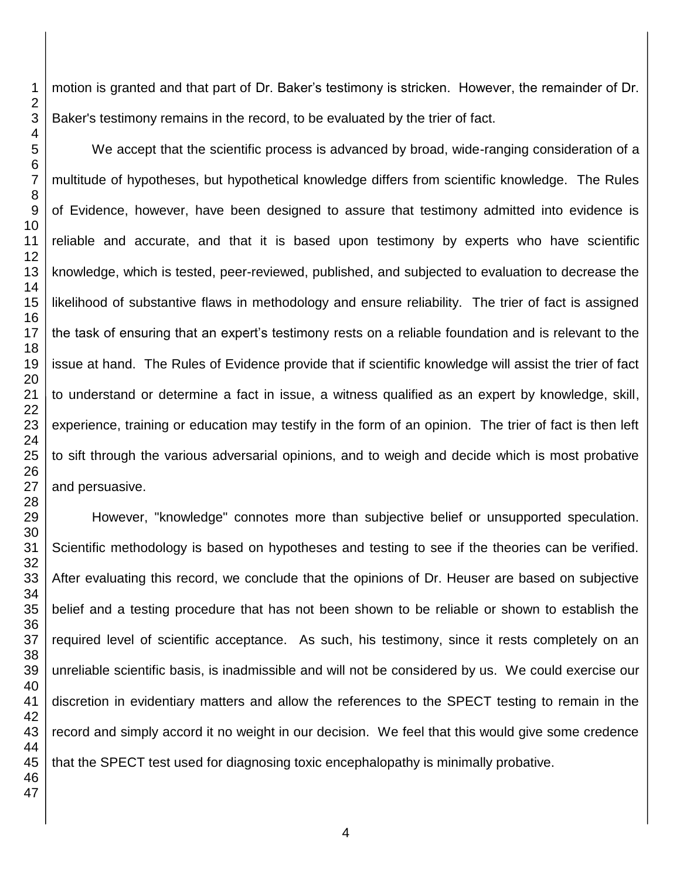motion is granted and that part of Dr. Baker's testimony is stricken. However, the remainder of Dr. Baker's testimony remains in the record, to be evaluated by the trier of fact.

We accept that the scientific process is advanced by broad, wide-ranging consideration of a multitude of hypotheses, but hypothetical knowledge differs from scientific knowledge. The Rules of Evidence, however, have been designed to assure that testimony admitted into evidence is reliable and accurate, and that it is based upon testimony by experts who have scientific knowledge, which is tested, peer-reviewed, published, and subjected to evaluation to decrease the likelihood of substantive flaws in methodology and ensure reliability. The trier of fact is assigned the task of ensuring that an expert's testimony rests on a reliable foundation and is relevant to the issue at hand. The Rules of Evidence provide that if scientific knowledge will assist the trier of fact to understand or determine a fact in issue, a witness qualified as an expert by knowledge, skill, experience, training or education may testify in the form of an opinion. The trier of fact is then left to sift through the various adversarial opinions, and to weigh and decide which is most probative and persuasive.

However, "knowledge" connotes more than subjective belief or unsupported speculation. Scientific methodology is based on hypotheses and testing to see if the theories can be verified. After evaluating this record, we conclude that the opinions of Dr. Heuser are based on subjective belief and a testing procedure that has not been shown to be reliable or shown to establish the required level of scientific acceptance. As such, his testimony, since it rests completely on an unreliable scientific basis, is inadmissible and will not be considered by us. We could exercise our discretion in evidentiary matters and allow the references to the SPECT testing to remain in the record and simply accord it no weight in our decision. We feel that this would give some credence that the SPECT test used for diagnosing toxic encephalopathy is minimally probative.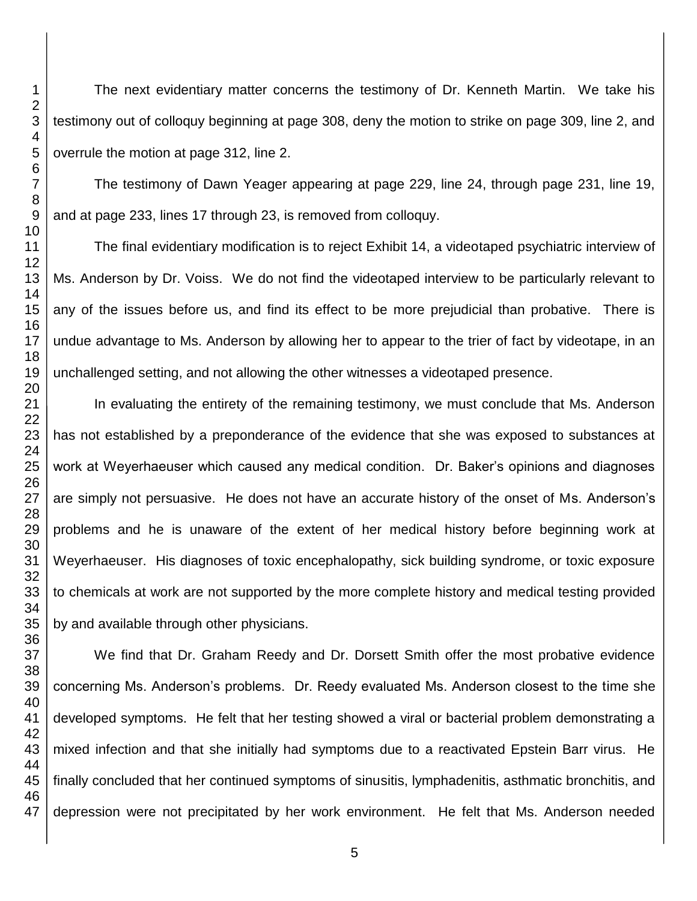The next evidentiary matter concerns the testimony of Dr. Kenneth Martin. We take his testimony out of colloquy beginning at page 308, deny the motion to strike on page 309, line 2, and overrule the motion at page 312, line 2.

The testimony of Dawn Yeager appearing at page 229, line 24, through page 231, line 19, and at page 233, lines 17 through 23, is removed from colloquy.

The final evidentiary modification is to reject Exhibit 14, a videotaped psychiatric interview of Ms. Anderson by Dr. Voiss. We do not find the videotaped interview to be particularly relevant to any of the issues before us, and find its effect to be more prejudicial than probative. There is undue advantage to Ms. Anderson by allowing her to appear to the trier of fact by videotape, in an unchallenged setting, and not allowing the other witnesses a videotaped presence.

In evaluating the entirety of the remaining testimony, we must conclude that Ms. Anderson has not established by a preponderance of the evidence that she was exposed to substances at work at Weyerhaeuser which caused any medical condition. Dr. Baker's opinions and diagnoses are simply not persuasive. He does not have an accurate history of the onset of Ms. Anderson's problems and he is unaware of the extent of her medical history before beginning work at Weyerhaeuser. His diagnoses of toxic encephalopathy, sick building syndrome, or toxic exposure to chemicals at work are not supported by the more complete history and medical testing provided by and available through other physicians.

We find that Dr. Graham Reedy and Dr. Dorsett Smith offer the most probative evidence concerning Ms. Anderson's problems. Dr. Reedy evaluated Ms. Anderson closest to the time she developed symptoms. He felt that her testing showed a viral or bacterial problem demonstrating a mixed infection and that she initially had symptoms due to a reactivated Epstein Barr virus. He finally concluded that her continued symptoms of sinusitis, lymphadenitis, asthmatic bronchitis, and depression were not precipitated by her work environment. He felt that Ms. Anderson needed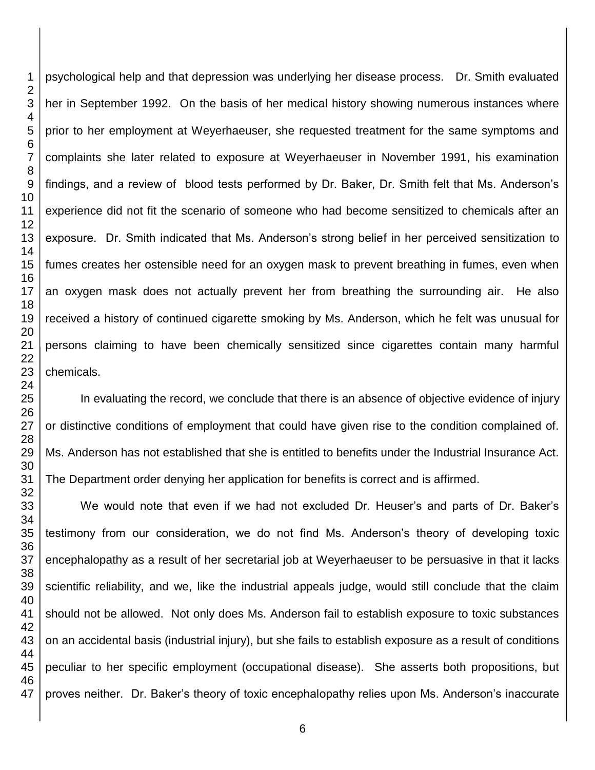psychological help and that depression was underlying her disease process. Dr. Smith evaluated her in September 1992. On the basis of her medical history showing numerous instances where prior to her employment at Weyerhaeuser, she requested treatment for the same symptoms and complaints she later related to exposure at Weyerhaeuser in November 1991, his examination findings, and a review of blood tests performed by Dr. Baker, Dr. Smith felt that Ms. Anderson's experience did not fit the scenario of someone who had become sensitized to chemicals after an exposure. Dr. Smith indicated that Ms. Anderson's strong belief in her perceived sensitization to fumes creates her ostensible need for an oxygen mask to prevent breathing in fumes, even when an oxygen mask does not actually prevent her from breathing the surrounding air. He also received a history of continued cigarette smoking by Ms. Anderson, which he felt was unusual for persons claiming to have been chemically sensitized since cigarettes contain many harmful chemicals.

In evaluating the record, we conclude that there is an absence of objective evidence of injury or distinctive conditions of employment that could have given rise to the condition complained of. Ms. Anderson has not established that she is entitled to benefits under the Industrial Insurance Act. The Department order denying her application for benefits is correct and is affirmed.

We would note that even if we had not excluded Dr. Heuser's and parts of Dr. Baker's testimony from our consideration, we do not find Ms. Anderson's theory of developing toxic encephalopathy as a result of her secretarial job at Weyerhaeuser to be persuasive in that it lacks scientific reliability, and we, like the industrial appeals judge, would still conclude that the claim should not be allowed. Not only does Ms. Anderson fail to establish exposure to toxic substances on an accidental basis (industrial injury), but she fails to establish exposure as a result of conditions peculiar to her specific employment (occupational disease). She asserts both propositions, but proves neither. Dr. Baker's theory of toxic encephalopathy relies upon Ms. Anderson's inaccurate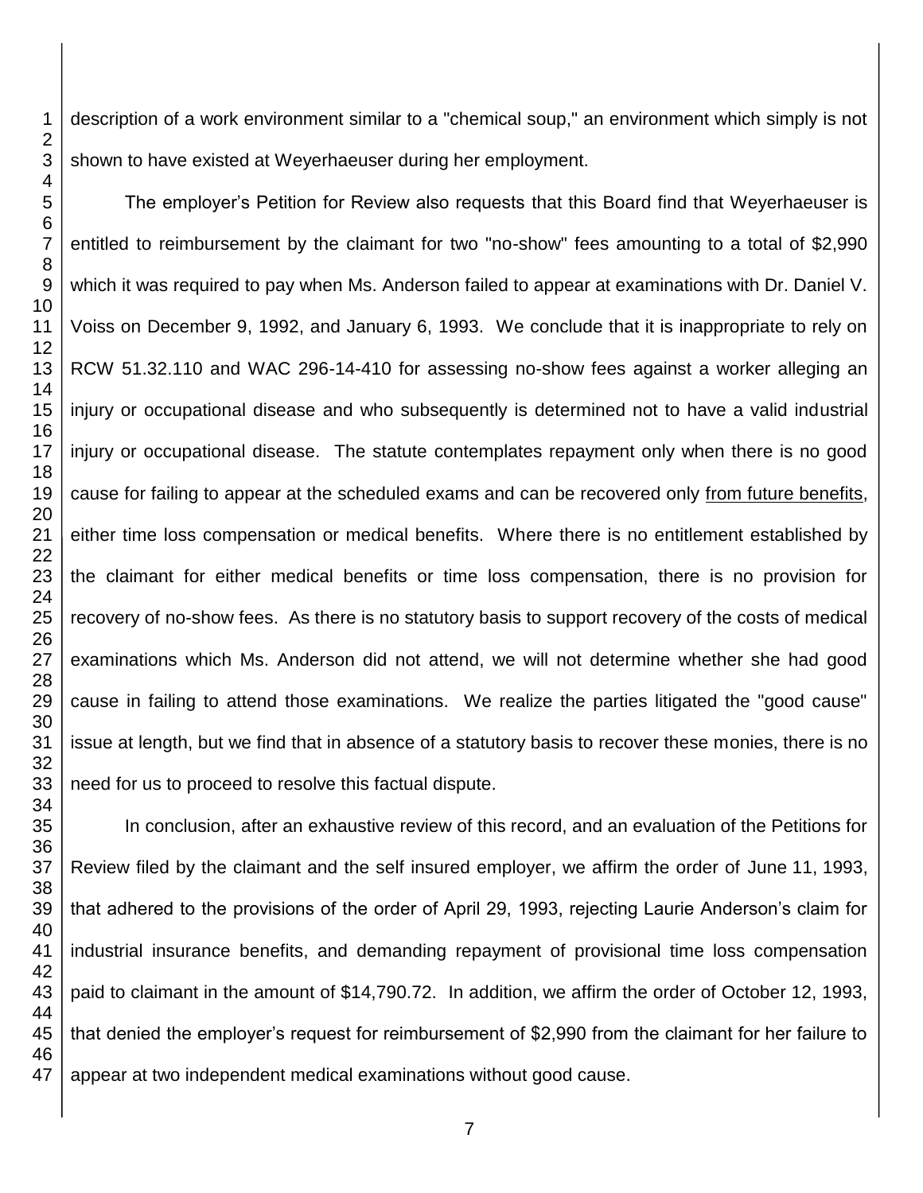description of a work environment similar to a "chemical soup," an environment which simply is not shown to have existed at Weyerhaeuser during her employment.

The employer's Petition for Review also requests that this Board find that Weyerhaeuser is entitled to reimbursement by the claimant for two "no-show" fees amounting to a total of $2,990 which it was required to pay when Ms. Anderson failed to appear at examinations with Dr. Daniel V. Voiss on December 9, 1992, and January 6, 1993. We conclude that it is inappropriate to rely on RCW 51.32.110 and WAC 296-14-410 for assessing no-show fees against a worker alleging an injury or occupational disease and who subsequently is determined not to have a valid industrial injury or occupational disease. The statute contemplates repayment only when there is no good cause for failing to appear at the scheduled exams and can be recovered only <u>from future benefits</u>, either time loss compensation or medical benefits. Where there is no entitlement established by the claimant for either medical benefits or time loss compensation, there is no provision for recovery of no-show fees. As there is no statutory basis to support recovery of the costs of medical examinations which Ms. Anderson did not attend, we will not determine whether she had good cause in failing to attend those examinations. We realize the parties litigated the "good cause" issue at length, but we find that in absence of a statutory basis to recover these monies, there is no need for us to proceed to resolve this factual dispute.

In conclusion, after an exhaustive review of this record, and an evaluation of the Petitions for Review filed by the claimant and the self insured employer, we affirm the order of June 11, 1993, that adhered to the provisions of the order of April 29, 1993, rejecting Laurie Anderson's claim for industrial insurance benefits, and demanding repayment of provisional time loss compensation paid to claimant in the amount of $14,790.72. In addition, we affirm the order of October 12, 1993, that denied the employer's request for reimbursement of $2,990 from the claimant for her failure to appear at two independent medical examinations without good cause.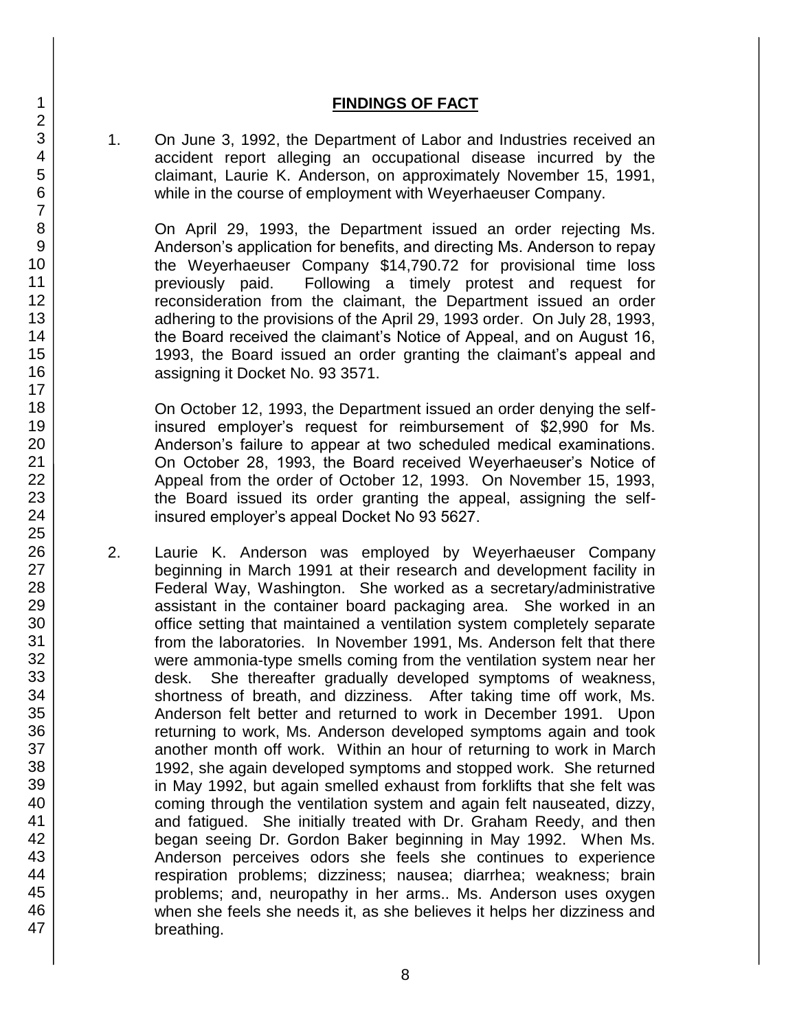## **FINDINGS OF FACT**

1. On June 3, 1992, the Department of Labor and Industries received an accident report alleging an occupational disease incurred by the claimant, Laurie K. Anderson, on approximately November 15, 1991, while in the course of employment with Weyerhaeuser Company.

   On April 29, 1993, the Department issued an order rejecting Ms. Anderson's application for benefits, and directing Ms. Anderson to repay the Weyerhaeuser Company $14,790.72 for provisional time loss previously paid. Following a timely protest and request for reconsideration from the claimant, the Department issued an order adhering to the provisions of the April 29, 1993 order. On July 28, 1993, the Board received the claimant's Notice of Appeal, and on August 16, 1993, the Board issued an order granting the claimant's appeal and assigning it Docket No. 93 3571.

   On October 12, 1993, the Department issued an order denying the self-insured employer's request for reimbursement of $2,990 for Ms. Anderson's failure to appear at two scheduled medical examinations. On October 28, 1993, the Board received Weyerhaeuser's Notice of Appeal from the order of October 12, 1993. On November 15, 1993, the Board issued its order granting the appeal, assigning the self-insured employer's appeal Docket No 93 5627.

2. Laurie K. Anderson was employed by Weyerhaeuser Company beginning in March 1991 at their research and development facility in Federal Way, Washington. She worked as a secretary/administrative assistant in the container board packaging area. She worked in an office setting that maintained a ventilation system completely separate from the laboratories. In November 1991, Ms. Anderson felt that there were ammonia-type smells coming from the ventilation system near her desk. She thereafter gradually developed symptoms of weakness, shortness of breath, and dizziness. After taking time off work, Ms. Anderson felt better and returned to work in December 1991. Upon returning to work, Ms. Anderson developed symptoms again and took another month off work. Within an hour of returning to work in March 1992, she again developed symptoms and stopped work. She returned in May 1992, but again smelled exhaust from forklifts that she felt was coming through the ventilation system and again felt nauseated, dizzy, and fatigued. She initially treated with Dr. Graham Reedy, and then began seeing Dr. Gordon Baker beginning in May 1992. When Ms. Anderson perceives odors she feels she continues to experience respiration problems; dizziness; nausea; diarrhea; weakness; brain problems; and, neuropathy in her arms.. Ms. Anderson uses oxygen when she feels she needs it, as she believes it helps her dizziness and breathing.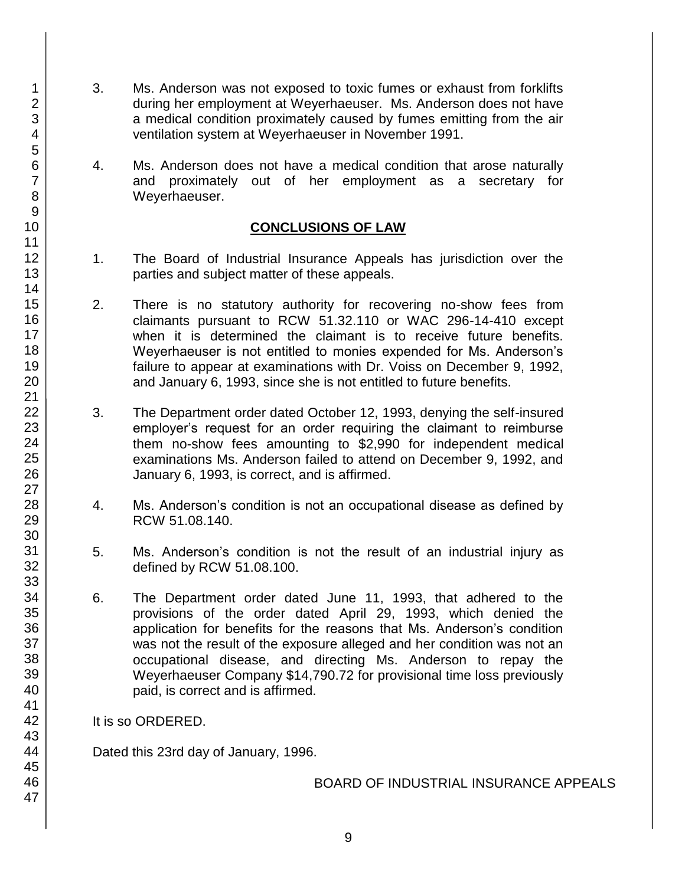3. Ms. Anderson was not exposed to toxic fumes or exhaust from forklifts during her employment at Weyerhaeuser. Ms. Anderson does not have a medical condition proximately caused by fumes emitting from the air ventilation system at Weyerhaeuser in November 1991.

4. Ms. Anderson does not have a medical condition that arose naturally and proximately out of her employment as a secretary for Weyerhaeuser.

## CONCLUSIONS OF LAW

1. The Board of Industrial Insurance Appeals has jurisdiction over the parties and subject matter of these appeals.

2. There is no statutory authority for recovering no-show fees from claimants pursuant to RCW 51.32.110 or WAC 296-14-410 except when it is determined the claimant is to receive future benefits. Weyerhaeuser is not entitled to monies expended for Ms. Anderson's failure to appear at examinations with Dr. Voiss on December 9, 1992, and January 6, 1993, since she is not entitled to future benefits.

3. The Department order dated October 12, 1993, denying the self-insured employer's request for an order requiring the claimant to reimburse them no-show fees amounting to $2,990 for independent medical examinations Ms. Anderson failed to attend on December 9, 1992, and January 6, 1993, is correct, and is affirmed.

4. Ms. Anderson's condition is not an occupational disease as defined by RCW 51.08.140.

5. Ms. Anderson's condition is not the result of an industrial injury as defined by RCW 51.08.100.

6. The Department order dated June 11, 1993, that adhered to the provisions of the order dated April 29, 1993, which denied the application for benefits for the reasons that Ms. Anderson's condition was not the result of the exposure alleged and her condition was not an occupational disease, and directing Ms. Anderson to repay the Weyerhaeuser Company $14,790.72 for provisional time loss previously paid, is correct and is affirmed.

It is so ORDERED.

Dated this 23rd day of January, 1996.

BOARD OF INDUSTRIAL INSURANCE APPEALS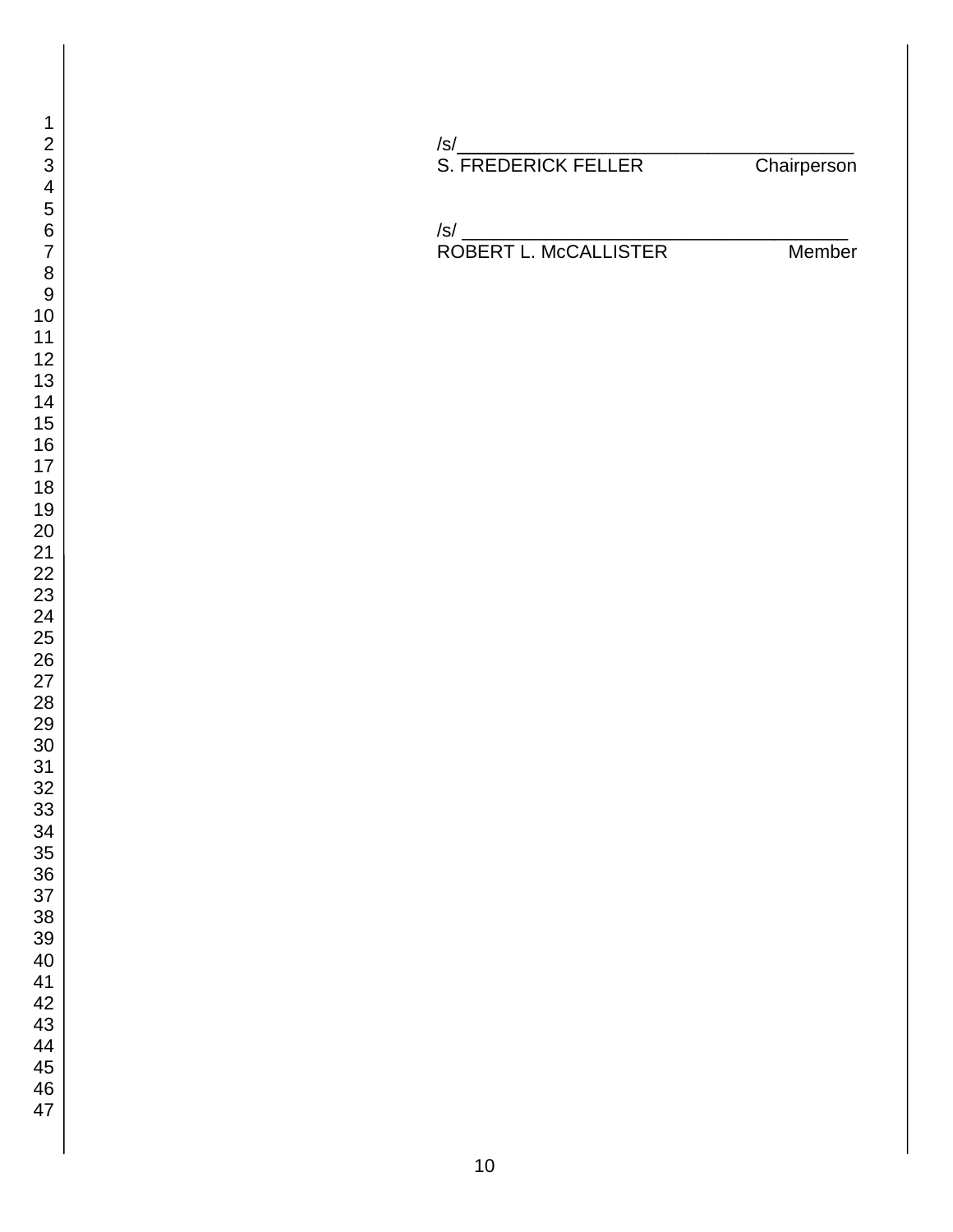/s/______________________________________
S. FREDERICK FELLER Chairperson

/s/ _____________________________________
ROBERT L. McCALLISTER Member